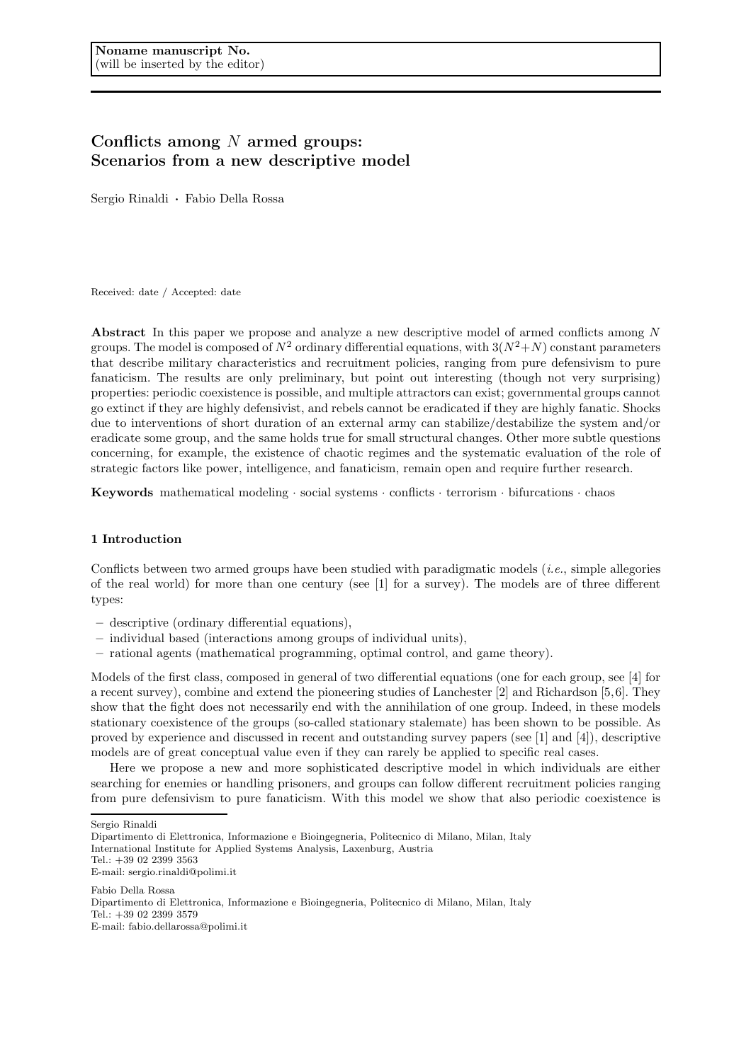Noname manuscript No.
(will be inserted by the editor)

# Conflicts among $N$ armed groups: Scenarios from a new descriptive model

Sergio Rinaldi · Fabio Della Rossa

Received: date / Accepted: date

**Abstract** In this paper we propose and analyze a new descriptive model of armed conflicts among $N$ groups. The model is composed of $N^2$ ordinary differential equations, with $3(N^2+N)$ constant parameters that describe military characteristics and recruitment policies, ranging from pure defensivism to pure fanaticism. The results are only preliminary, but point out interesting (though not very surprising) properties: periodic coexistence is possible, and multiple attractors can exist; governmental groups cannot go extinct if they are highly defensivist, and rebels cannot be eradicated if they are highly fanatic. Shocks due to interventions of short duration of an external army can stabilize/destabilize the system and/or eradicate some group, and the same holds true for small structural changes. Other more subtle questions concerning, for example, the existence of chaotic regimes and the systematic evaluation of the role of strategic factors like power, intelligence, and fanaticism, remain open and require further research.

**Keywords** mathematical modeling · social systems · conflicts · terrorism · bifurcations · chaos

## 1 Introduction

Conflicts between two armed groups have been studied with paradigmatic models (*i.e.*, simple allegories of the real world) for more than one century (see [1] for a survey). The models are of three different types:

- descriptive (ordinary differential equations),
- individual based (interactions among groups of individual units),
- rational agents (mathematical programming, optimal control, and game theory).

Models of the first class, composed in general of two differential equations (one for each group, see [4] for a recent survey), combine and extend the pioneering studies of Lanchester [2] and Richardson [5,6]. They show that the fight does not necessarily end with the annihilation of one group. Indeed, in these models stationary coexistence of the groups (so-called stationary stalemate) has been shown to be possible. As proved by experience and discussed in recent and outstanding survey papers (see [1] and [4]), descriptive models are of great conceptual value even if they can rarely be applied to specific real cases.

Here we propose a new and more sophisticated descriptive model in which individuals are either searching for enemies or handling prisoners, and groups can follow different recruitment policies ranging from pure defensivism to pure fanaticism. With this model we show that also periodic coexistence is

Sergio Rinaldi
Dipartimento di Elettronica, Informazione e Bioingegneria, Politecnico di Milano, Milan, Italy
International Institute for Applied Systems Analysis, Laxenburg, Austria
Tel.: +39 02 2399 3563
E-mail: sergio.rinaldi@polimi.it

Fabio Della Rossa
Dipartimento di Elettronica, Informazione e Bioingegneria, Politecnico di Milano, Milan, Italy
Tel.: +39 02 2399 3579
E-mail: fabio.dellarossa@polimi.it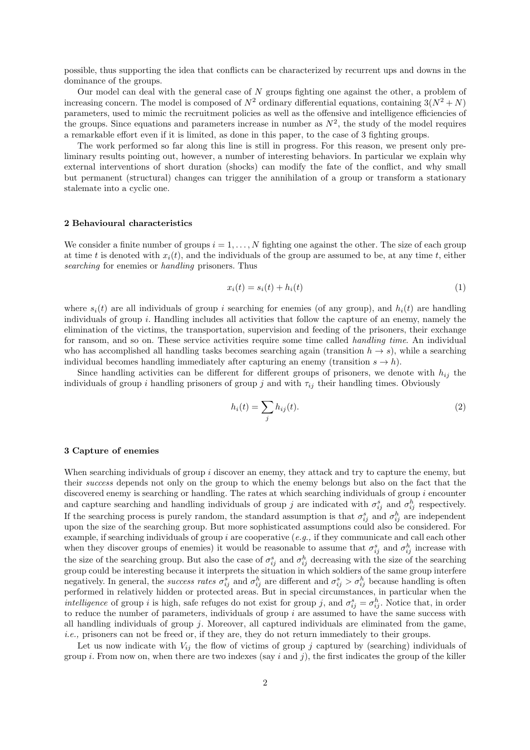possible, thus supporting the idea that conflicts can be characterized by recurrent ups and downs in the dominance of the groups.

Our model can deal with the general case of $N$ groups fighting one against the other, a problem of increasing concern. The model is composed of $N^2$ ordinary differential equations, containing $3(N^2 + N)$ parameters, used to mimic the recruitment policies as well as the offensive and intelligence efficiencies of the groups. Since equations and parameters increase in number as $N^2$, the study of the model requires a remarkable effort even if it is limited, as done in this paper, to the case of 3 fighting groups.

The work performed so far along this line is still in progress. For this reason, we present only preliminary results pointing out, however, a number of interesting behaviors. In particular we explain why external interventions of short duration (shocks) can modify the fate of the conflict, and why small but permanent (structural) changes can trigger the annihilation of a group or transform a stationary stalemate into a cyclic one.

## 2 Behavioural characteristics

We consider a finite number of groups $i = 1, \ldots, N$ fighting one against the other. The size of each group at time $t$ is denoted with $x_i(t)$, and the individuals of the group are assumed to be, at any time $t$, either *searching* for enemies or *handling* prisoners. Thus

$$x_i(t) = s_i(t) + h_i(t) \tag{1}$$

where $s_i(t)$ are all individuals of group $i$ searching for enemies (of any group), and $h_i(t)$ are handling individuals of group $i$. Handling includes all activities that follow the capture of an enemy, namely the elimination of the victims, the transportation, supervision and feeding of the prisoners, their exchange for ransom, and so on. These service activities require some time called *handling time*. An individual who has accomplished all handling tasks becomes searching again (transition $h \to s$), while a searching individual becomes handling immediately after capturing an enemy (transition $s \to h$).

Since handling activities can be different for different groups of prisoners, we denote with $h_{ij}$ the individuals of group $i$ handling prisoners of group $j$ and with $\tau_{ij}$ their handling times. Obviously

$$h_i(t) = \sum_j h_{ij}(t). \tag{2}$$

## 3 Capture of enemies

When searching individuals of group $i$ discover an enemy, they attack and try to capture the enemy, but their *success* depends not only on the group to which the enemy belongs but also on the fact that the discovered enemy is searching or handling. The rates at which searching individuals of group $i$ encounter and capture searching and handling individuals of group $j$ are indicated with $\sigma_{ij}^s$ and $\sigma_{ij}^h$ respectively. If the searching process is purely random, the standard assumption is that $\sigma_{ij}^s$ and $\sigma_{ij}^h$ are independent upon the size of the searching group. But more sophisticated assumptions could also be considered. For example, if searching individuals of group $i$ are cooperative (*e.g.,* if they communicate and call each other when they discover groups of enemies) it would be reasonable to assume that $\sigma_{ij}^s$ and $\sigma_{ij}^h$ increase with the size of the searching group. But also the case of $\sigma_{ij}^s$ and $\sigma_{ij}^h$ decreasing with the size of the searching group could be interesting because it interprets the situation in which soldiers of the same group interfere negatively. In general, the *success rates* $\sigma_{ij}^s$ and $\sigma_{ij}^h$ are different and $\sigma_{ij}^s > \sigma_{ij}^h$ because handling is often performed in relatively hidden or protected areas. But in special circumstances, in particular when the *intelligence* of group $i$ is high, safe refuges do not exist for group $j$, and $\sigma_{ij}^s = \sigma_{ij}^h$. Notice that, in order to reduce the number of parameters, individuals of group $i$ are assumed to have the same success with all handling individuals of group $j$. Moreover, all captured individuals are eliminated from the game, *i.e.,* prisoners can not be freed or, if they are, they do not return immediately to their groups.

Let us now indicate with $V_{ij}$ the flow of victims of group $j$ captured by (searching) individuals of group $i$. From now on, when there are two indexes (say $i$ and $j$), the first indicates the group of the killer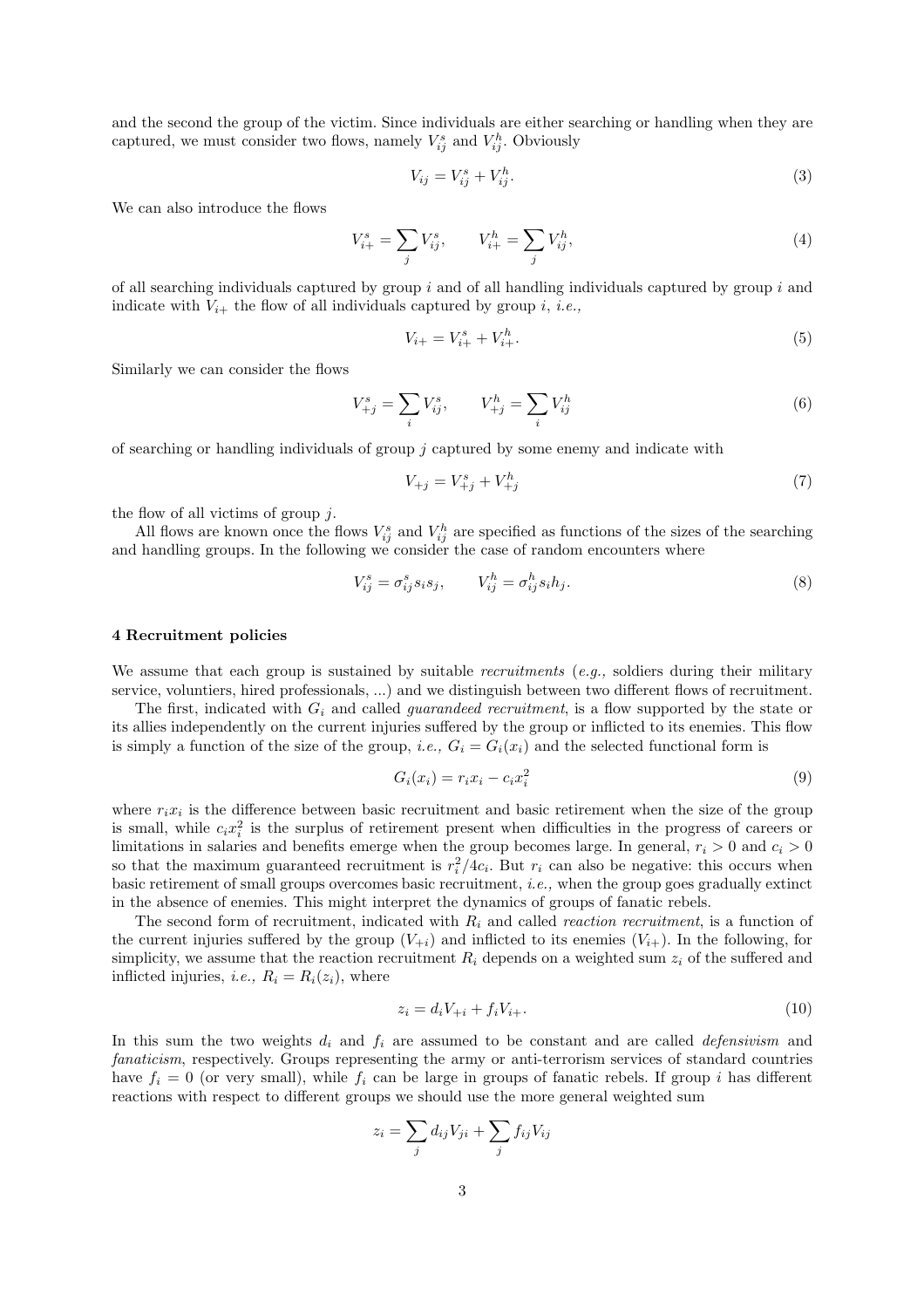and the second the group of the victim. Since individuals are either searching or handling when they are captured, we must consider two flows, namely $V^s_{ij}$ and $V^h_{ij}$. Obviously

$$V_{ij} = V^s_{ij} + V^h_{ij}. \tag{3}$$

We can also introduce the flows

$$V^s_{i+} = \sum_j V^s_{ij}, \qquad V^h_{i+} = \sum_j V^h_{ij}, \tag{4}$$

of all searching individuals captured by group $i$ and of all handling individuals captured by group $i$ and indicate with $V_{i+}$ the flow of all individuals captured by group $i$, *i.e.,*

$$V_{i+} = V^s_{i+} + V^h_{i+}. \tag{5}$$

Similarly we can consider the flows

$$V^s_{+j} = \sum_i V^s_{ij}, \qquad V^h_{+j} = \sum_i V^h_{ij} \tag{6}$$

of searching or handling individuals of group $j$ captured by some enemy and indicate with

$$V_{+j} = V^s_{+j} + V^h_{+j} \tag{7}$$

the flow of all victims of group $j$.

All flows are known once the flows $V^s_{ij}$ and $V^h_{ij}$ are specified as functions of the sizes of the searching and handling groups. In the following we consider the case of random encounters where

$$V^s_{ij} = \sigma^s_{ij} s_i s_j, \qquad V^h_{ij} = \sigma^h_{ij} s_i h_j. \tag{8}$$

## 4 Recruitment policies

We assume that each group is sustained by suitable *recruitments* (*e.g.,* soldiers during their military service, voluntiers, hired professionals, ...) and we distinguish between two different flows of recruitment.

The first, indicated with $G_i$ and called *guarandeed recruitment*, is a flow supported by the state or its allies independently on the current injuries suffered by the group or inflicted to its enemies. This flow is simply a function of the size of the group, *i.e.,* $G_i = G_i(x_i)$ and the selected functional form is

$$G_i(x_i) = r_i x_i - c_i x_i^2 \tag{9}$$

where $r_i x_i$ is the difference between basic recruitment and basic retirement when the size of the group is small, while $c_i x_i^2$ is the surplus of retirement present when difficulties in the progress of careers or limitations in salaries and benefits emerge when the group becomes large. In general, $r_i > 0$ and $c_i > 0$ so that the maximum guaranteed recruitment is $r_i^2/4c_i$. But $r_i$ can also be negative: this occurs when basic retirement of small groups overcomes basic recruitment, *i.e.,* when the group goes gradually extinct in the absence of enemies. This might interpret the dynamics of groups of fanatic rebels.

The second form of recruitment, indicated with $R_i$ and called *reaction recruitment*, is a function of the current injuries suffered by the group ($V_{+i}$) and inflicted to its enemies ($V_{i+}$). In the following, for simplicity, we assume that the reaction recruitment $R_i$ depends on a weighted sum $z_i$ of the suffered and inflicted injuries, *i.e.,* $R_i = R_i(z_i)$, where

$$z_i = d_i V_{+i} + f_i V_{i+}. \tag{10}$$

In this sum the two weights $d_i$ and $f_i$ are assumed to be constant and are called *defensivism* and *fanaticism*, respectively. Groups representing the army or anti-terrorism services of standard countries have $f_i = 0$ (or very small), while $f_i$ can be large in groups of fanatic rebels. If group $i$ has different reactions with respect to different groups we should use the more general weighted sum

$$z_i = \sum_j d_{ij} V_{ji} + \sum_j f_{ij} V_{ij}$$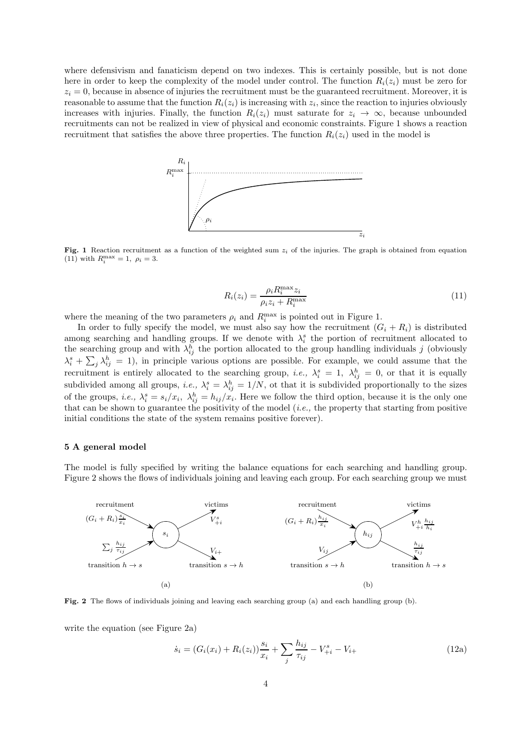where defensivism and fanaticism depend on two indexes. This is certainly possible, but is not done here in order to keep the complexity of the model under control. The function $R_i(z_i)$ must be zero for $z_i = 0$, because in absence of injuries the recruitment must be the guaranteed recruitment. Moreover, it is reasonable to assume that the function $R_i(z_i)$ is increasing with $z_i$, since the reaction to injuries obviously increases with injuries. Finally, the function $R_i(z_i)$ must saturate for $z_i \to \infty$, because unbounded recruitments can not be realized in view of physical and economic constraints. Figure 1 shows a reaction recruitment that satisfies the above three properties. The function $R_i(z_i)$ used in the model is

**Fig. 1** Reaction recruitment as a function of the weighted sum $z_i$ of the injuries. The graph is obtained from equation (11) with $R_i^{\max} = 1,\ \rho_i = 3$.

$$R_i(z_i) = \frac{\rho_i R_i^{\max} z_i}{\rho_i z_i + R_i^{\max}} \tag{11}$$

where the meaning of the two parameters $\rho_i$ and $R_i^{\max}$ is pointed out in Figure 1.

In order to fully specify the model, we must also say how the recruitment $(G_i + R_i)$ is distributed among searching and handling groups. If we denote with $\lambda_i^s$ the portion of recruitment allocated to the searching group and with $\lambda_{ij}^h$ the portion allocated to the group handling individuals $j$ (obviously $\lambda_i^s + \sum_j \lambda_{ij}^h = 1$), in principle various options are possible. For example, we could assume that the recruitment is entirely allocated to the searching group, *i.e.,* $\lambda_i^s = 1,\ \lambda_{ij}^h = 0$, or that it is equally subdivided among all groups, *i.e.,* $\lambda_i^s = \lambda_{ij}^h = 1/N$, ot that it is subdivided proportionally to the sizes of the groups, *i.e.,* $\lambda_i^s = s_i/x_i,\ \lambda_{ij}^h = h_{ij}/x_i$. Here we follow the third option, because it is the only one that can be shown to guarantee the positivity of the model (*i.e.,* the property that starting from positive initial conditions the state of the system remains positive forever).

## 5 A general model

The model is fully specified by writing the balance equations for each searching and handling group. Figure 2 shows the flows of individuals joining and leaving each group. For each searching group we must

**Fig. 2** The flows of individuals joining and leaving each searching group (a) and each handling group (b).

write the equation (see Figure 2a)

$$\dot{s}_i = (G_i(x_i) + R_i(z_i))\frac{s_i}{x_i} + \sum_j \frac{h_{ij}}{\tau_{ij}} - V_{+i}^s - V_{i+} \tag{12a}$$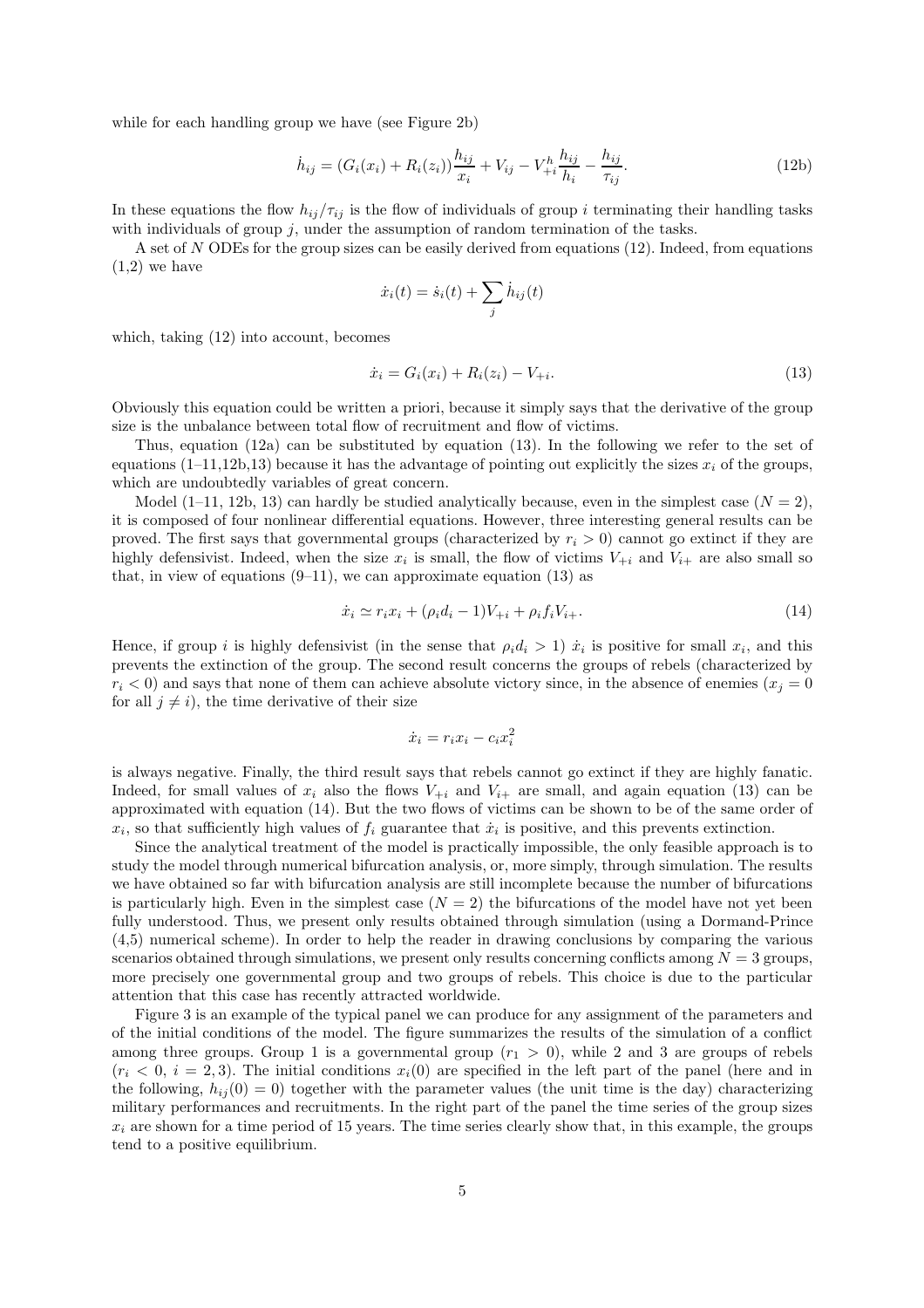while for each handling group we have (see Figure 2b)

$$\dot{h}_{ij} = (G_i(x_i) + R_i(z_i))\frac{h_{ij}}{x_i} + V_{ij} - V^h_{+i}\frac{h_{ij}}{h_i} - \frac{h_{ij}}{\tau_{ij}}. \tag{12b}$$

In these equations the flow $h_{ij}/\tau_{ij}$ is the flow of individuals of group $i$ terminating their handling tasks with individuals of group $j$, under the assumption of random termination of the tasks.

A set of $N$ ODEs for the group sizes can be easily derived from equations (12). Indeed, from equations (1,2) we have

$$\dot{x}_i(t) = \dot{s}_i(t) + \sum_j \dot{h}_{ij}(t)$$

which, taking (12) into account, becomes

$$\dot{x}_i = G_i(x_i) + R_i(z_i) - V_{+i}. \tag{13}$$

Obviously this equation could be written a priori, because it simply says that the derivative of the group size is the unbalance between total flow of recruitment and flow of victims.

Thus, equation (12a) can be substituted by equation (13). In the following we refer to the set of equations (1–11,12b,13) because it has the advantage of pointing out explicitly the sizes $x_i$ of the groups, which are undoubtedly variables of great concern.

Model (1–11, 12b, 13) can hardly be studied analytically because, even in the simplest case ($N = 2$), it is composed of four nonlinear differential equations. However, three interesting general results can be proved. The first says that governmental groups (characterized by $r_i > 0$) cannot go extinct if they are highly defensivist. Indeed, when the size $x_i$ is small, the flow of victims $V_{+i}$ and $V_{i+}$ are also small so that, in view of equations (9–11), we can approximate equation (13) as

$$\dot{x}_i \simeq r_i x_i + (\rho_i d_i - 1)V_{+i} + \rho_i f_i V_{i+}. \tag{14}$$

Hence, if group $i$ is highly defensivist (in the sense that $\rho_i d_i > 1$) $\dot{x}_i$ is positive for small $x_i$, and this prevents the extinction of the group. The second result concerns the groups of rebels (characterized by $r_i < 0$) and says that none of them can achieve absolute victory since, in the absence of enemies ($x_j = 0$ for all $j \neq i$), the time derivative of their size

$$\dot{x}_i = r_i x_i - c_i x_i^2$$

is always negative. Finally, the third result says that rebels cannot go extinct if they are highly fanatic. Indeed, for small values of $x_i$ also the flows $V_{+i}$ and $V_{i+}$ are small, and again equation (13) can be approximated with equation (14). But the two flows of victims can be shown to be of the same order of $x_i$, so that sufficiently high values of $f_i$ guarantee that $\dot{x}_i$ is positive, and this prevents extinction.

Since the analytical treatment of the model is practically impossible, the only feasible approach is to study the model through numerical bifurcation analysis, or, more simply, through simulation. The results we have obtained so far with bifurcation analysis are still incomplete because the number of bifurcations is particularly high. Even in the simplest case ($N = 2$) the bifurcations of the model have not yet been fully understood. Thus, we present only results obtained through simulation (using a Dormand-Prince (4,5) numerical scheme). In order to help the reader in drawing conclusions by comparing the various scenarios obtained through simulations, we present only results concerning conflicts among $N = 3$ groups, more precisely one governmental group and two groups of rebels. This choice is due to the particular attention that this case has recently attracted worldwide.

Figure 3 is an example of the typical panel we can produce for any assignment of the parameters and of the initial conditions of the model. The figure summarizes the results of the simulation of a conflict among three groups. Group 1 is a governmental group ($r_1 > 0$), while 2 and 3 are groups of rebels ($r_i < 0$, $i = 2, 3$). The initial conditions $x_i(0)$ are specified in the left part of the panel (here and in the following, $h_{ij}(0) = 0$) together with the parameter values (the unit time is the day) characterizing military performances and recruitments. In the right part of the panel the time series of the group sizes $x_i$ are shown for a time period of 15 years. The time series clearly show that, in this example, the groups tend to a positive equilibrium.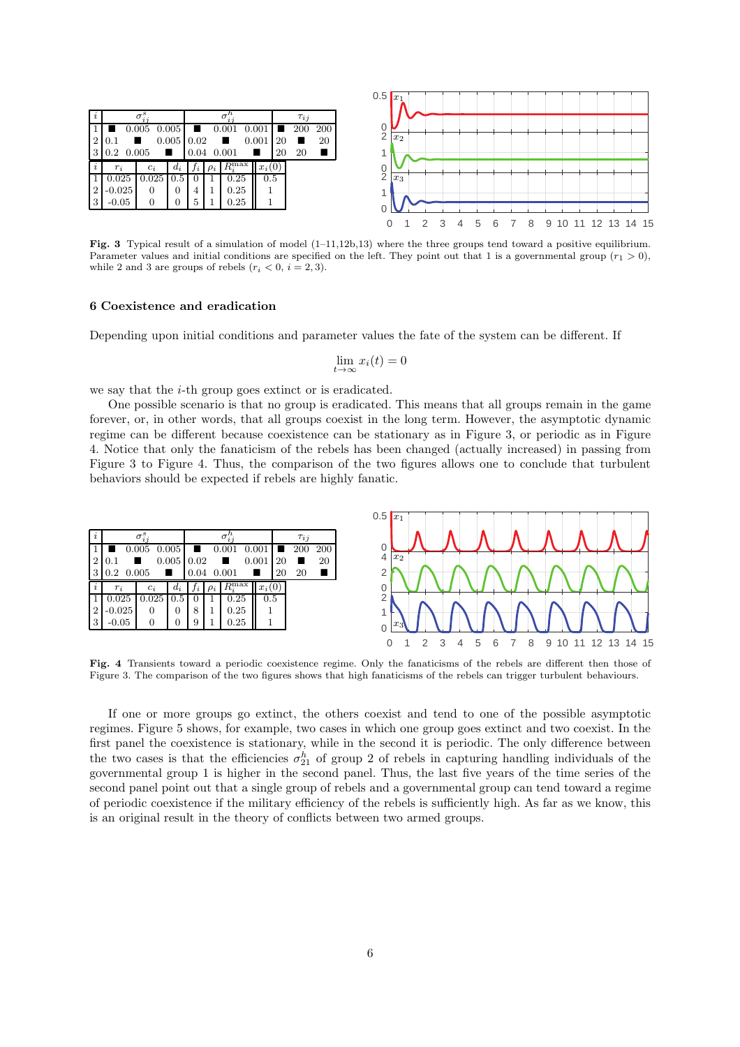| $i$ | $\sigma^s_{ij}$ | | | $\sigma^h_{ij}$ | | | $\tau_{ij}$ | | |
|---|---|---|---|---|---|---|---|---|---|
| 1 | ■ | 0.005 | 0.005 | ■ | 0.001 | 0.001 | ■ | 200 | 200 |
| 2 | 0.1 | ■ | 0.005 | 0.02 | ■ | 0.001 | 20 | ■ | 20 |
| 3 | 0.2 | 0.005 | ■ | 0.04 | 0.001 | ■ | 20 | 20 | ■ |

| $i$ | $r_i$ | $c_i$ | $d_i$ | $f_i$ | $\rho_i$ | $R_i^{\max}$ | $x_i(0)$ |
|---|---|---|---|---|---|---|---|
| 1 | 0.025 | 0.025 | 0.5 | 0 | 1 | 0.25 | 0.5 |
| 2 | -0.025 | 0 | 0 | 4 | 1 | 0.25 | 1 |
| 3 | -0.05 | 0 | 0 | 5 | 1 | 0.25 | 1 |

**Fig. 3** Typical result of a simulation of model (1–11,12b,13) where the three groups tend toward a positive equilibrium. Parameter values and initial conditions are specified on the left. They point out that 1 is a governmental group ($r_1 > 0$), while 2 and 3 are groups of rebels ($r_i < 0$, $i = 2, 3$).

### 6 Coexistence and eradication

Depending upon initial conditions and parameter values the fate of the system can be different. If

$$\lim_{t\to\infty} x_i(t) = 0$$

we say that the $i$-th group goes extinct or is eradicated.

One possible scenario is that no group is eradicated. This means that all groups remain in the game forever, or, in other words, that all groups coexist in the long term. However, the asymptotic dynamic regime can be different because coexistence can be stationary as in Figure 3, or periodic as in Figure 4. Notice that only the fanaticism of the rebels has been changed (actually increased) in passing from Figure 3 to Figure 4. Thus, the comparison of the two figures allows one to conclude that turbulent behaviors should be expected if rebels are highly fanatic.

| $i$ | $\sigma^s_{ij}$ | | | $\sigma^h_{ij}$ | | | $\tau_{ij}$ | | |
|---|---|---|---|---|---|---|---|---|---|
| 1 | ■ | 0.005 | 0.005 | ■ | 0.001 | 0.001 | ■ | 200 | 200 |
| 2 | 0.1 | ■ | 0.005 | 0.02 | ■ | 0.001 | 20 | ■ | 20 |
| 3 | 0.2 | 0.005 | ■ | 0.04 | 0.001 | ■ | 20 | 20 | ■ |

| $i$ | $r_i$ | $c_i$ | $d_i$ | $f_i$ | $\rho_i$ | $R_i^{\max}$ | $x_i(0)$ |
|---|---|---|---|---|---|---|---|
| 1 | 0.025 | 0.025 | 0.5 | 0 | 1 | 0.25 | 0.5 |
| 2 | -0.025 | 0 | 0 | 8 | 1 | 0.25 | 1 |
| 3 | -0.05 | 0 | 0 | 9 | 1 | 0.25 | 1 |

**Fig. 4** Transients toward a periodic coexistence regime. Only the fanaticisms of the rebels are different then those of Figure 3. The comparison of the two figures shows that high fanaticisms of the rebels can trigger turbulent behaviours.

If one or more groups go extinct, the others coexist and tend to one of the possible asymptotic regimes. Figure 5 shows, for example, two cases in which one group goes extinct and two coexist. In the first panel the coexistence is stationary, while in the second it is periodic. The only difference between the two cases is that the efficiencies $\sigma^h_{21}$ of group 2 of rebels in capturing handling individuals of the governmental group 1 is higher in the second panel. Thus, the last five years of the time series of the second panel point out that a single group of rebels and a governmental group can tend toward a regime of periodic coexistence if the military efficiency of the rebels is sufficiently high. As far as we know, this is an original result in the theory of conflicts between two armed groups.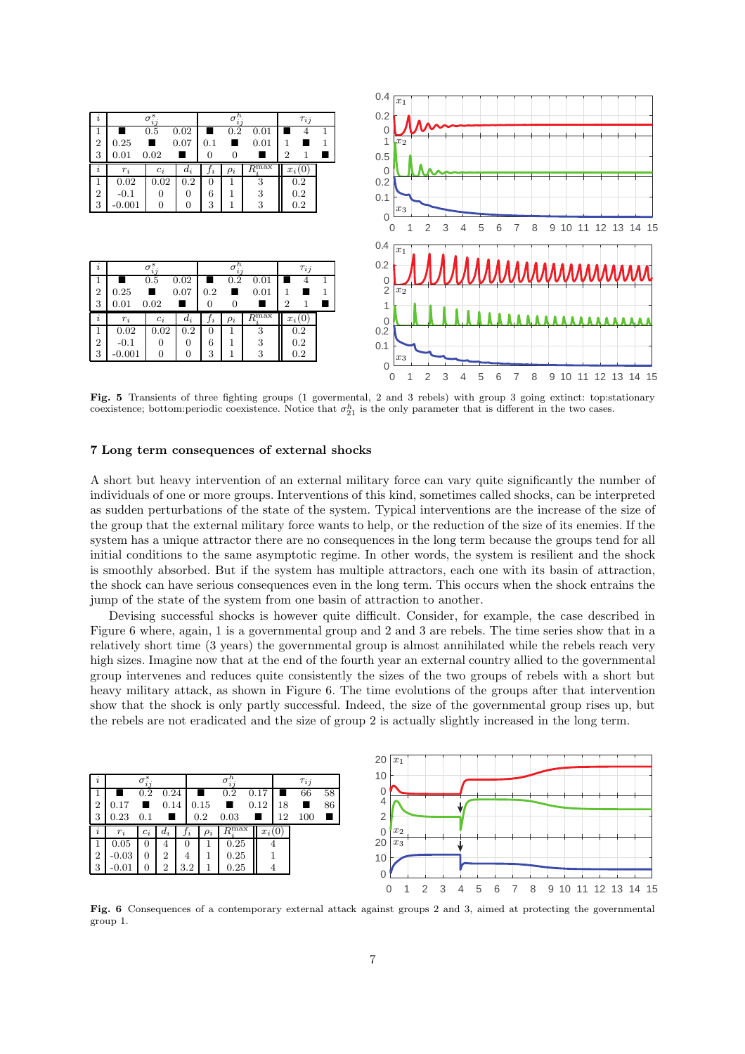| $i$ | $\sigma^s_{ij}$ | | | $\sigma^h_{ij}$ | | | $\tau_{ij}$ | | |
|---|---|---|---|---|---|---|---|---|---|
| 1 | ■ | 0.5 | 0.02 | ■ | 0.2 | 0.01 | ■ | 4 | 1 |
| 2 | 0.25 | ■ | 0.07 | 0.1 | ■ | 0.01 | 1 | ■ | 1 |
| 3 | 0.01 | 0.02 | ■ | 0 | 0 | ■ | 2 | 1 | ■ |

| $i$ | $r_i$ | $c_i$ | $d_i$ | $f_i$ | $\rho_i$ | $R^{\max}_i$ | $x_i(0)$ |
|---|---|---|---|---|---|---|---|
| 1 | 0.02 | 0.02 | 0.2 | 0 | 1 | 3 | 0.2 |
| 2 | -0.1 | 0 | 0 | 6 | 1 | 3 | 0.2 |
| 3 | -0.001 | 0 | 0 | 3 | 1 | 3 | 0.2 |

| $i$ | $\sigma^s_{ij}$ | | | $\sigma^h_{ij}$ | | | $\tau_{ij}$ | | |
|---|---|---|---|---|---|---|---|---|---|
| 1 | ■ | 0.5 | 0.02 | ■ | 0.2 | 0.01 | ■ | 4 | 1 |
| 2 | 0.25 | ■ | 0.07 | 0.2 | ■ | 0.01 | 1 | ■ | 1 |
| 3 | 0.01 | 0.02 | ■ | 0 | 0 | ■ | 2 | 1 | ■ |

| $i$ | $r_i$ | $c_i$ | $d_i$ | $f_i$ | $\rho_i$ | $R^{\max}_i$ | $x_i(0)$ |
|---|---|---|---|---|---|---|---|
| 1 | 0.02 | 0.02 | 0.2 | 0 | 1 | 3 | 0.2 |
| 2 | -0.1 | 0 | 0 | 6 | 1 | 3 | 0.2 |
| 3 | -0.001 | 0 | 0 | 3 | 1 | 3 | 0.2 |

**Fig. 5** Transients of three fighting groups (1 govermental, 2 and 3 rebels) with group 3 going extinct: top:stationary coexistence; bottom:periodic coexistence. Notice that $\sigma^h_{21}$ is the only parameter that is different in the two cases.

## 7 Long term consequences of external shocks

A short but heavy intervention of an external military force can vary quite significantly the number of individuals of one or more groups. Interventions of this kind, sometimes called shocks, can be interpreted as sudden perturbations of the state of the system. Typical interventions are the increase of the size of the group that the external military force wants to help, or the reduction of the size of its enemies. If the system has a unique attractor there are no consequences in the long term because the groups tend for all initial conditions to the same asymptotic regime. In other words, the system is resilient and the shock is smoothly absorbed. But if the system has multiple attractors, each one with its basin of attraction, the shock can have serious consequences even in the long term. This occurs when the shock entrains the jump of the state of the system from one basin of attraction to another.

Devising successful shocks is however quite difficult. Consider, for example, the case described in Figure 6 where, again, 1 is a governmental group and 2 and 3 are rebels. The time series show that in a relatively short time (3 years) the governmental group is almost annihilated while the rebels reach very high sizes. Imagine now that at the end of the fourth year an external country allied to the governmental group intervenes and reduces quite consistently the sizes of the two groups of rebels with a short but heavy military attack, as shown in Figure 6. The time evolutions of the groups after that intervention show that the shock is only partly successful. Indeed, the size of the governmental group rises up, but the rebels are not eradicated and the size of group 2 is actually slightly increased in the long term.

| $i$ | $\sigma^s_{ij}$ | | | $\sigma^h_{ij}$ | | | $\tau_{ij}$ | | |
|---|---|---|---|---|---|---|---|---|---|
| 1 | ■ | 0.2 | 0.24 | ■ | 0.2 | 0.17 | ■ | 66 | 58 |
| 2 | 0.17 | ■ | 0.14 | 0.15 | ■ | 0.12 | 18 | ■ | 86 |
| 3 | 0.23 | 0.1 | ■ | 0.2 | 0.03 | ■ | 12 | 100 | ■ |

| $i$ | $r_i$ | $c_i$ | $d_i$ | $f_i$ | $\rho_i$ | $R^{\max}_i$ | $x_i(0)$ |
|---|---|---|---|---|---|---|---|
| 1 | 0.05 | 0 | 4 | 0 | 1 | 0.25 | 4 |
| 2 | -0.03 | 0 | 2 | 4 | 1 | 0.25 | 1 |
| 3 | -0.01 | 0 | 2 | 3.2 | 1 | 0.25 | 4 |

**Fig. 6** Consequences of a contemporary external attack against groups 2 and 3, aimed at protecting the governmental group 1.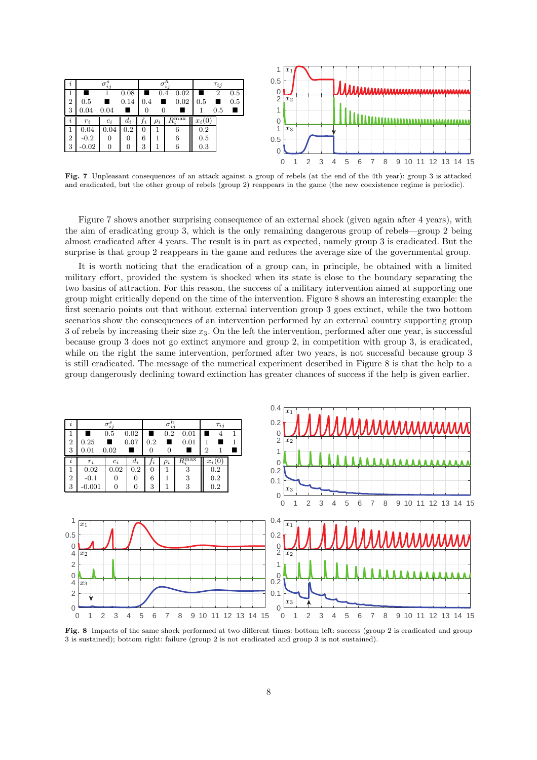| $i$ | $\sigma_{ij}^s$ | | | $\sigma_{ij}^h$ | | | $\tau_{ij}$ | | |
|---|---|---|---|---|---|---|---|---|---|
| 1 | ■ | 1 | 0.08 | ■ | 0.4 | 0.02 | ■ | 2 | 0.5 |
| 2 | 0.5 | ■ | 0.14 | 0.4 | ■ | 0.02 | 0.5 | ■ | 0.5 |
| 3 | 0.04 | 0.04 | ■ | 0 | 0 | ■ | 1 | 0.5 | ■ |

| $i$ | $r_i$ | $c_i$ | $d_i$ | $f_i$ | $\rho_i$ | $R_i^{\max}$ | $x_i(0)$ |
|---|---|---|---|---|---|---|---|
| 1 | 0.04 | 0.04 | 0.2 | 0 | 1 | 6 | 0.2 |
| 2 | -0.2 | 0 | 0 | 6 | 1 | 6 | 0.5 |
| 3 | -0.02 | 0 | 0 | 3 | 1 | 6 | 0.3 |

**Fig. 7** Unpleasant consequences of an attack against a group of rebels (at the end of the 4th year): group 3 is attacked and eradicated, but the other group of rebels (group 2) reappears in the game (the new coexistence regime is periodic).

Figure 7 shows another surprising consequence of an external shock (given again after 4 years), with the aim of eradicating group 3, which is the only remaining dangerous group of rebels—group 2 being almost eradicated after 4 years. The result is in part as expected, namely group 3 is eradicated. But the surprise is that group 2 reappears in the game and reduces the average size of the governmental group.

It is worth noticing that the eradication of a group can, in principle, be obtained with a limited military effort, provided the system is shocked when its state is close to the boundary separating the two basins of attraction. For this reason, the success of a military intervention aimed at supporting one group might critically depend on the time of the intervention. Figure 8 shows an interesting example: the first scenario points out that without external intervention group 3 goes extinct, while the two bottom scenarios show the consequences of an intervention performed by an external country supporting group 3 of rebels by increasing their size $x_3$. On the left the intervention, performed after one year, is successful because group 3 does not go extinct anymore and group 2, in competition with group 3, is eradicated, while on the right the same intervention, performed after two years, is not successful because group 3 is still eradicated. The message of the numerical experiment described in Figure 8 is that the help to a group dangerously declining toward extinction has greater chances of success if the help is given earlier.

| $i$ | $\sigma_{ij}^s$ | | | $\sigma_{ij}^h$ | | | $\tau_{ij}$ | | |
|---|---|---|---|---|---|---|---|---|---|
| 1 | ■ | 0.5 | 0.02 | ■ | 0.2 | 0.01 | ■ | 4 | 1 |
| 2 | 0.25 | ■ | 0.07 | 0.2 | ■ | 0.01 | 1 | ■ | 1 |
| 3 | 0.01 | 0.02 | ■ | 0 | 0 | ■ | 2 | 1 | ■ |

| $i$ | $r_i$ | $c_i$ | $d_i$ | $f_i$ | $\rho_i$ | $R_i^{\max}$ | $x_i(0)$ |
|---|---|---|---|---|---|---|---|
| 1 | 0.02 | 0.02 | 0.2 | 0 | 1 | 3 | 0.2 |
| 2 | -0.1 | 0 | 0 | 6 | 1 | 3 | 0.2 |
| 3 | -0.001 | 0 | 0 | 3 | 1 | 3 | 0.2 |

**Fig. 8** Impacts of the same shock performed at two different times: bottom left: success (group 2 is eradicated and group 3 is sustained); bottom right: failure (group 2 is not eradicated and group 3 is not sustained).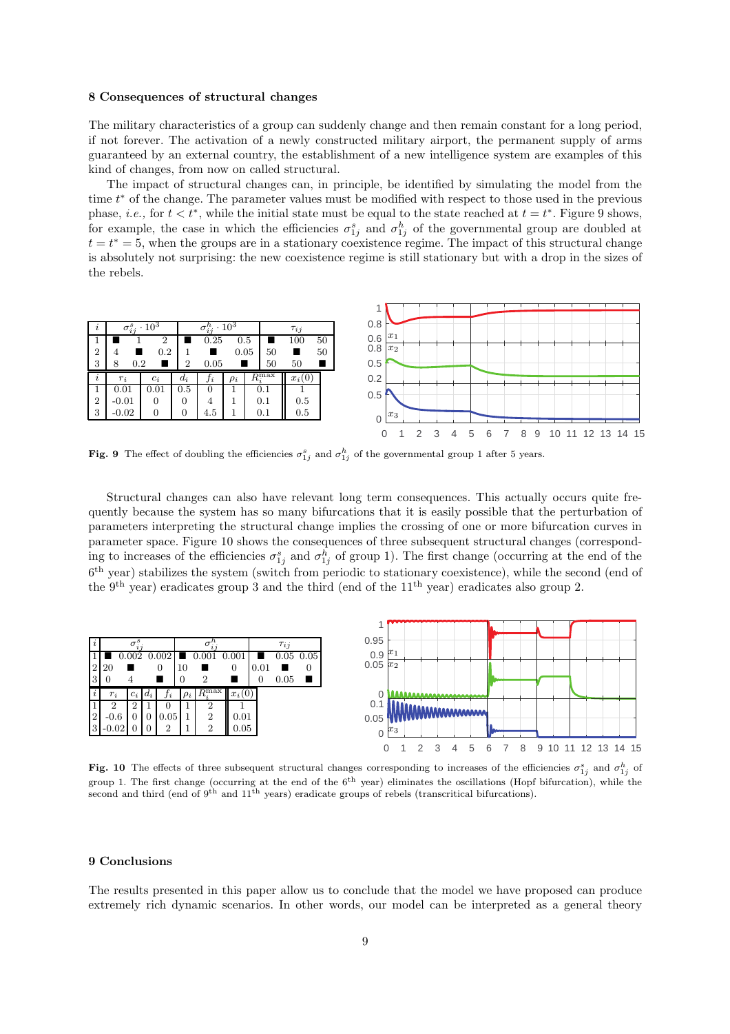## 8 Consequences of structural changes

The military characteristics of a group can suddenly change and then remain constant for a long period, if not forever. The activation of a newly constructed military airport, the permanent supply of arms guaranteed by an external country, the establishment of a new intelligence system are examples of this kind of changes, from now on called structural.

The impact of structural changes can, in principle, be identified by simulating the model from the time $t^*$ of the change. The parameter values must be modified with respect to those used in the previous phase, *i.e.*, for $t < t^*$, while the initial state must be equal to the state reached at $t = t^*$. Figure 9 shows, for example, the case in which the efficiencies $\sigma^s_{1j}$ and $\sigma^h_{1j}$ of the governmental group are doubled at $t = t^* = 5$, when the groups are in a stationary coexistence regime. The impact of this structural change is absolutely not surprising: the new coexistence regime is still stationary but with a drop in the sizes of the rebels.

| $i$ | $\sigma^s_{ij} \cdot 10^3$ | | | $\sigma^h_{ij} \cdot 10^3$ | | | $\tau_{ij}$ | | |
|---|---|---|---|---|---|---|---|---|---|
| 1 | ■ | 1 | 2 | ■ | 0.25 | 0.5 | ■ | 100 | 50 |
| 2 | 4 | ■ | 0.2 | 1 | ■ | 0.05 | 50 | ■ | 50 |
| 3 | 8 | 0.2 | ■ | 2 | 0.05 | ■ | 50 | 50 | ■ |

| $i$ | $r_i$ | $c_i$ | $d_i$ | $f_i$ | $\rho_i$ | $R_i^{\max}$ | $x_i(0)$ |
|---|---|---|---|---|---|---|---|
| 1 | 0.01 | 0.01 | 0.5 | 0 | 1 | 0.1 | 1 |
| 2 | -0.01 | 0 | 0 | 4 | 1 | 0.1 | 0.5 |
| 3 | -0.02 | 0 | 0 | 4.5 | 1 | 0.1 | 0.5 |

**Fig. 9** The effect of doubling the efficiencies $\sigma^s_{1j}$ and $\sigma^h_{1j}$ of the governmental group 1 after 5 years.

Structural changes can also have relevant long term consequences. This actually occurs quite frequently because the system has so many bifurcations that it is easily possible that the perturbation of parameters interpreting the structural change implies the crossing of one or more bifurcation curves in parameter space. Figure 10 shows the consequences of three subsequent structural changes (corresponding to increases of the efficiencies $\sigma^s_{1j}$ and $\sigma^h_{1j}$ of group 1). The first change (occurring at the end of the $6^{\text{th}}$ year) stabilizes the system (switch from periodic to stationary coexistence), while the second (end of the $9^{\text{th}}$ year) eradicates group 3 and the third (end of the $11^{\text{th}}$ year) eradicates also group 2.

| $i$ | $\sigma^s_{ij}$ | | | $\sigma^h_{ij}$ | | | $\tau_{ij}$ | | |
|---|---|---|---|---|---|---|---|---|---|
| 1 | ■ | 0.002 | 0.002 | ■ | 0.001 | 0.001 | ■ | 0.05 | 0.05 |
| 2 | 20 | ■ | 0 | 10 | ■ | 0 | 0.01 | ■ | 0 |
| 3 | 0 | 4 | ■ | 0 | 2 | ■ | 0 | 0.05 | ■ |

| $i$ | $r_i$ | $c_i$ | $d_i$ | $f_i$ | $\rho_i$ | $R_i^{\max}$ | $x_i(0)$ |
|---|---|---|---|---|---|---|---|
| 1 | 2 | 2 | 1 | 0 | 1 | 2 | 1 |
| 2 | -0.6 | 0 | 0 | 0.05 | 1 | 2 | 0.01 |
| 3 | -0.02 | 0 | 0 | 2 | 1 | 2 | 0.05 |

**Fig. 10** The effects of three subsequent structural changes corresponding to increases of the efficiencies $\sigma^s_{1j}$ and $\sigma^h_{1j}$ of group 1. The first change (occurring at the end of the $6^{\text{th}}$ year) eliminates the oscillations (Hopf bifurcation), while the second and third (end of $9^{\text{th}}$ and $11^{\text{th}}$ years) eradicate groups of rebels (transcritical bifurcations).

## 9 Conclusions

The results presented in this paper allow us to conclude that the model we have proposed can produce extremely rich dynamic scenarios. In other words, our model can be interpreted as a general theory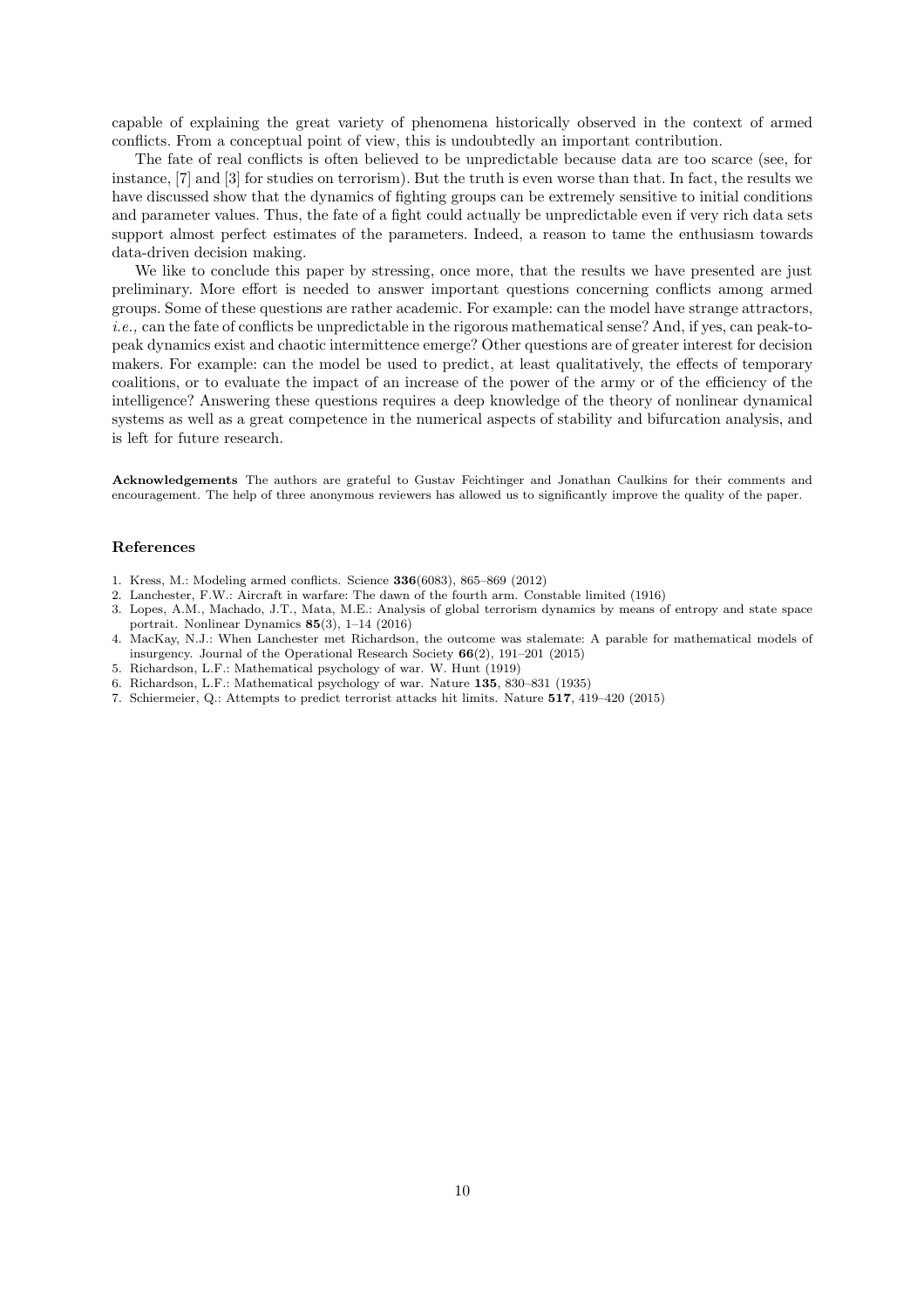capable of explaining the great variety of phenomena historically observed in the context of armed conflicts. From a conceptual point of view, this is undoubtedly an important contribution.

The fate of real conflicts is often believed to be unpredictable because data are too scarce (see, for instance, [7] and [3] for studies on terrorism). But the truth is even worse than that. In fact, the results we have discussed show that the dynamics of fighting groups can be extremely sensitive to initial conditions and parameter values. Thus, the fate of a fight could actually be unpredictable even if very rich data sets support almost perfect estimates of the parameters. Indeed, a reason to tame the enthusiasm towards data-driven decision making.

We like to conclude this paper by stressing, once more, that the results we have presented are just preliminary. More effort is needed to answer important questions concerning conflicts among armed groups. Some of these questions are rather academic. For example: can the model have strange attractors, *i.e.,* can the fate of conflicts be unpredictable in the rigorous mathematical sense? And, if yes, can peak-to-peak dynamics exist and chaotic intermittence emerge? Other questions are of greater interest for decision makers. For example: can the model be used to predict, at least qualitatively, the effects of temporary coalitions, or to evaluate the impact of an increase of the power of the army or of the efficiency of the intelligence? Answering these questions requires a deep knowledge of the theory of nonlinear dynamical systems as well as a great competence in the numerical aspects of stability and bifurcation analysis, and is left for future research.

**Acknowledgements** The authors are grateful to Gustav Feichtinger and Jonathan Caulkins for their comments and encouragement. The help of three anonymous reviewers has allowed us to significantly improve the quality of the paper.

## References

1. Kress, M.: Modeling armed conflicts. Science **336**(6083), 865–869 (2012)
2. Lanchester, F.W.: Aircraft in warfare: The dawn of the fourth arm. Constable limited (1916)
3. Lopes, A.M., Machado, J.T., Mata, M.E.: Analysis of global terrorism dynamics by means of entropy and state space portrait. Nonlinear Dynamics **85**(3), 1–14 (2016)
4. MacKay, N.J.: When Lanchester met Richardson, the outcome was stalemate: A parable for mathematical models of insurgency. Journal of the Operational Research Society **66**(2), 191–201 (2015)
5. Richardson, L.F.: Mathematical psychology of war. W. Hunt (1919)
6. Richardson, L.F.: Mathematical psychology of war. Nature **135**, 830–831 (1935)
7. Schiermeier, Q.: Attempts to predict terrorist attacks hit limits. Nature **517**, 419–420 (2015)